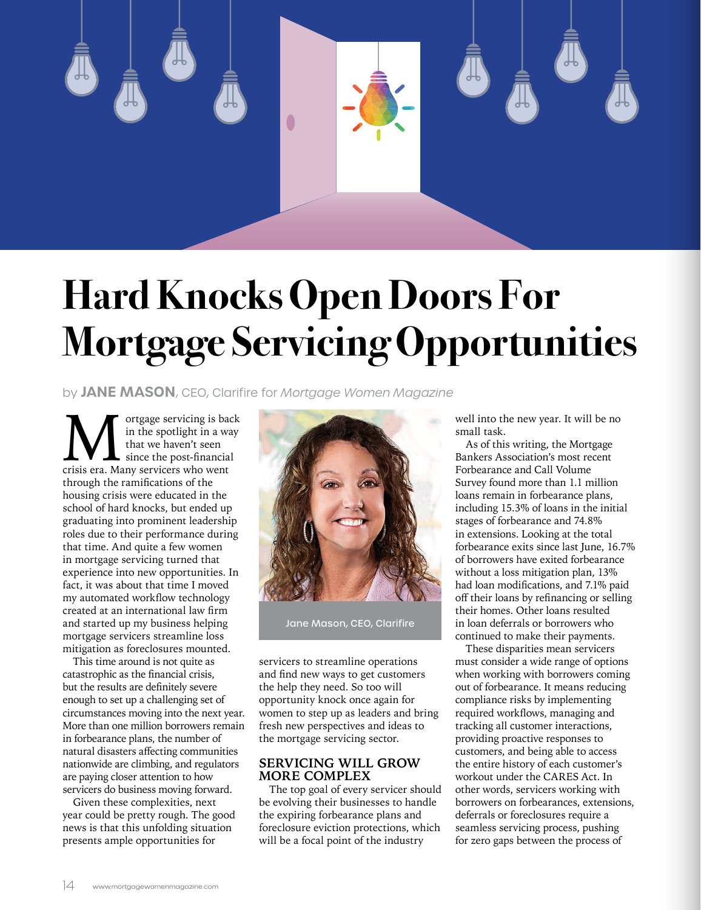# Hard Knocks Open Doors For Mortgage Servicing Opportunities

by **JANE MASON**, CEO, Clarifire for *Mortgage Women Magazine*

Mortgage servicing is back in the spotlight in a way that we haven't seen since the post-financial crisis era. Many servicers who went through the ramifications of the housing crisis were educated in the school of hard knocks, but ended up graduating into prominent leadership roles due to their performance during that time. And quite a few women in mortgage servicing turned that experience into new opportunities. In fact, it was about that time I moved my automated workflow technology created at an international law firm and started up my business helping mortgage servicers streamline loss mitigation as foreclosures mounted.

This time around is not quite as catastrophic as the financial crisis, but the results are definitely severe enough to set up a challenging set of circumstances moving into the next year. More than one million borrowers remain in forbearance plans, the number of natural disasters affecting communities nationwide are climbing, and regulators are paying closer attention to how servicers do business moving forward.

Given these complexities, next year could be pretty rough. The good news is that this unfolding situation presents ample opportunities for servicers to streamline operations and find new ways to get customers the help they need. So too will opportunity knock once again for women to step up as leaders and bring fresh new perspectives and ideas to the mortgage servicing sector.

Jane Mason, CEO, Clarifire

## SERVICING WILL GROW MORE COMPLEX

The top goal of every servicer should be evolving their businesses to handle the expiring forbearance plans and foreclosure eviction protections, which will be a focal point of the industry well into the new year. It will be no small task.

As of this writing, the Mortgage Bankers Association's most recent Forbearance and Call Volume Survey found more than 1.1 million loans remain in forbearance plans, including 15.3% of loans in the initial stages of forbearance and 74.8% in extensions. Looking at the total forbearance exits since last June, 16.7% of borrowers have exited forbearance without a loss mitigation plan, 13% had loan modifications, and 7.1% paid off their loans by refinancing or selling their homes. Other loans resulted in loan deferrals or borrowers who continued to make their payments.

These disparities mean servicers must consider a wide range of options when working with borrowers coming out of forbearance. It means reducing compliance risks by implementing required workflows, managing and tracking all customer interactions, providing proactive responses to customers, and being able to access the entire history of each customer's workout under the CARES Act. In other words, servicers working with borrowers on forbearances, extensions, deferrals or foreclosures require a seamless servicing process, pushing for zero gaps between the process of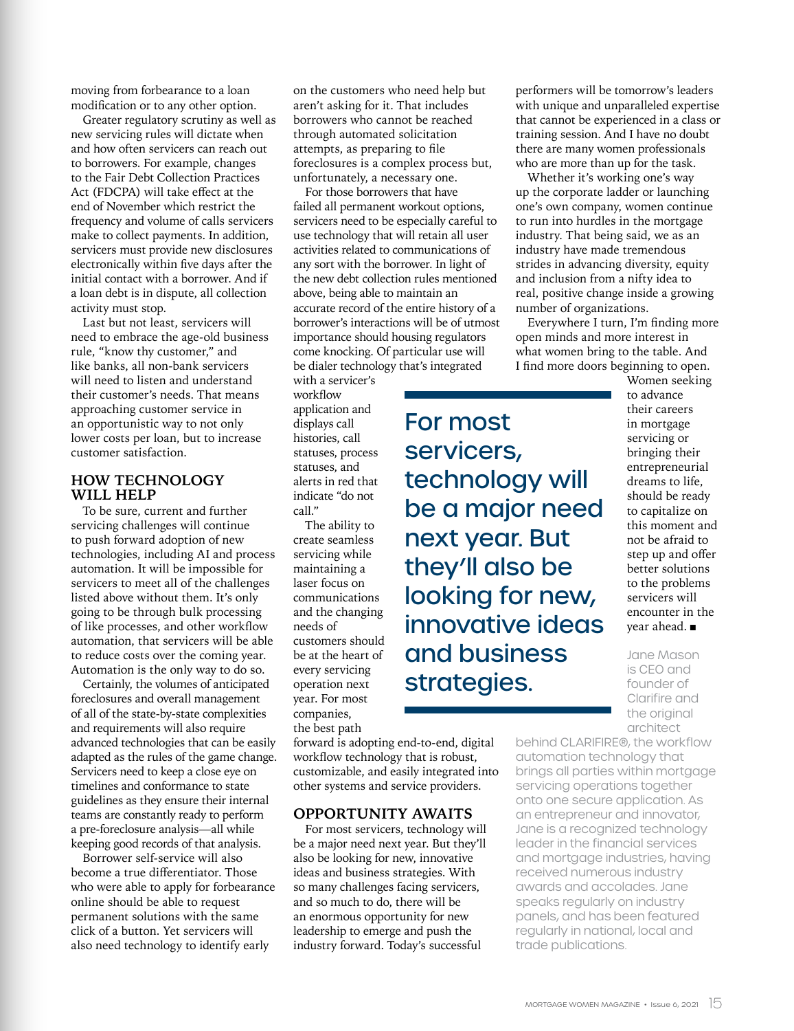moving from forbearance to a loan modification or to any other option.

Greater regulatory scrutiny as well as new servicing rules will dictate when and how often servicers can reach out to borrowers. For example, changes to the Fair Debt Collection Practices Act (FDCPA) will take effect at the end of November which restrict the frequency and volume of calls servicers make to collect payments. In addition, servicers must provide new disclosures electronically within five days after the initial contact with a borrower. And if a loan debt is in dispute, all collection activity must stop.

Last but not least, servicers will need to embrace the age-old business rule, "know thy customer," and like banks, all non-bank servicers will need to listen and understand their customer's needs. That means approaching customer service in an opportunistic way to not only lower costs per loan, but to increase customer satisfaction.

## HOW TECHNOLOGY WILL HELP

To be sure, current and further servicing challenges will continue to push forward adoption of new technologies, including AI and process automation. It will be impossible for servicers to meet all of the challenges listed above without them. It's only going to be through bulk processing of like processes, and other workflow automation, that servicers will be able to reduce costs over the coming year. Automation is the only way to do so.

Certainly, the volumes of anticipated foreclosures and overall management of all of the state-by-state complexities and requirements will also require advanced technologies that can be easily adapted as the rules of the game change. Servicers need to keep a close eye on timelines and conformance to state guidelines as they ensure their internal teams are constantly ready to perform a pre-foreclosure analysis—all while keeping good records of that analysis.

Borrower self-service will also become a true differentiator. Those who were able to apply for forbearance online should be able to request permanent solutions with the same click of a button. Yet servicers will also need technology to identify early on the customers who need help but aren't asking for it. That includes borrowers who cannot be reached through automated solicitation attempts, as preparing to file foreclosures is a complex process but, unfortunately, a necessary one.

For those borrowers that have failed all permanent workout options, servicers need to be especially careful to use technology that will retain all user activities related to communications of any sort with the borrower. In light of the new debt collection rules mentioned above, being able to maintain an accurate record of the entire history of a borrower's interactions will be of utmost importance should housing regulators come knocking. Of particular use will be dialer technology that's integrated with a servicer's workflow application and displays call histories, call statuses, process statuses, and alerts in red that indicate "do not call."

The ability to create seamless servicing while maintaining a laser focus on communications and the changing needs of customers should be at the heart of every servicing operation next year. For most companies, the best path forward is adopting end-to-end, digital workflow technology that is robust, customizable, and easily integrated into other systems and service providers.

> For most servicers, technology will be a major need next year. But they'll also be looking for new, innovative ideas and business strategies.

## OPPORTUNITY AWAITS

For most servicers, technology will be a major need next year. But they'll also be looking for new, innovative ideas and business strategies. With so many challenges facing servicers, and so much to do, there will be an enormous opportunity for new leadership to emerge and push the industry forward. Today's successful performers will be tomorrow's leaders with unique and unparalleled expertise that cannot be experienced in a class or training session. And I have no doubt there are many women professionals who are more than up for the task.

Whether it's working one's way up the corporate ladder or launching one's own company, women continue to run into hurdles in the mortgage industry. That being said, we as an industry have made tremendous strides in advancing diversity, equity and inclusion from a nifty idea to real, positive change inside a growing number of organizations.

Everywhere I turn, I'm finding more open minds and more interest in what women bring to the table. And I find more doors beginning to open. Women seeking to advance their careers in mortgage servicing or bringing their entrepreneurial dreams to life, should be ready to capitalize on this moment and not be afraid to step up and offer better solutions to the problems servicers will encounter in the year ahead. ■

*Jane Mason is CEO and founder of Clarifire and the original architect behind CLARIFIRE®, the workflow automation technology that brings all parties within mortgage servicing operations together onto one secure application. As an entrepreneur and innovator, Jane is a recognized technology leader in the financial services and mortgage industries, having received numerous industry awards and accolades. Jane speaks regularly on industry panels, and has been featured regularly in national, local and trade publications.*